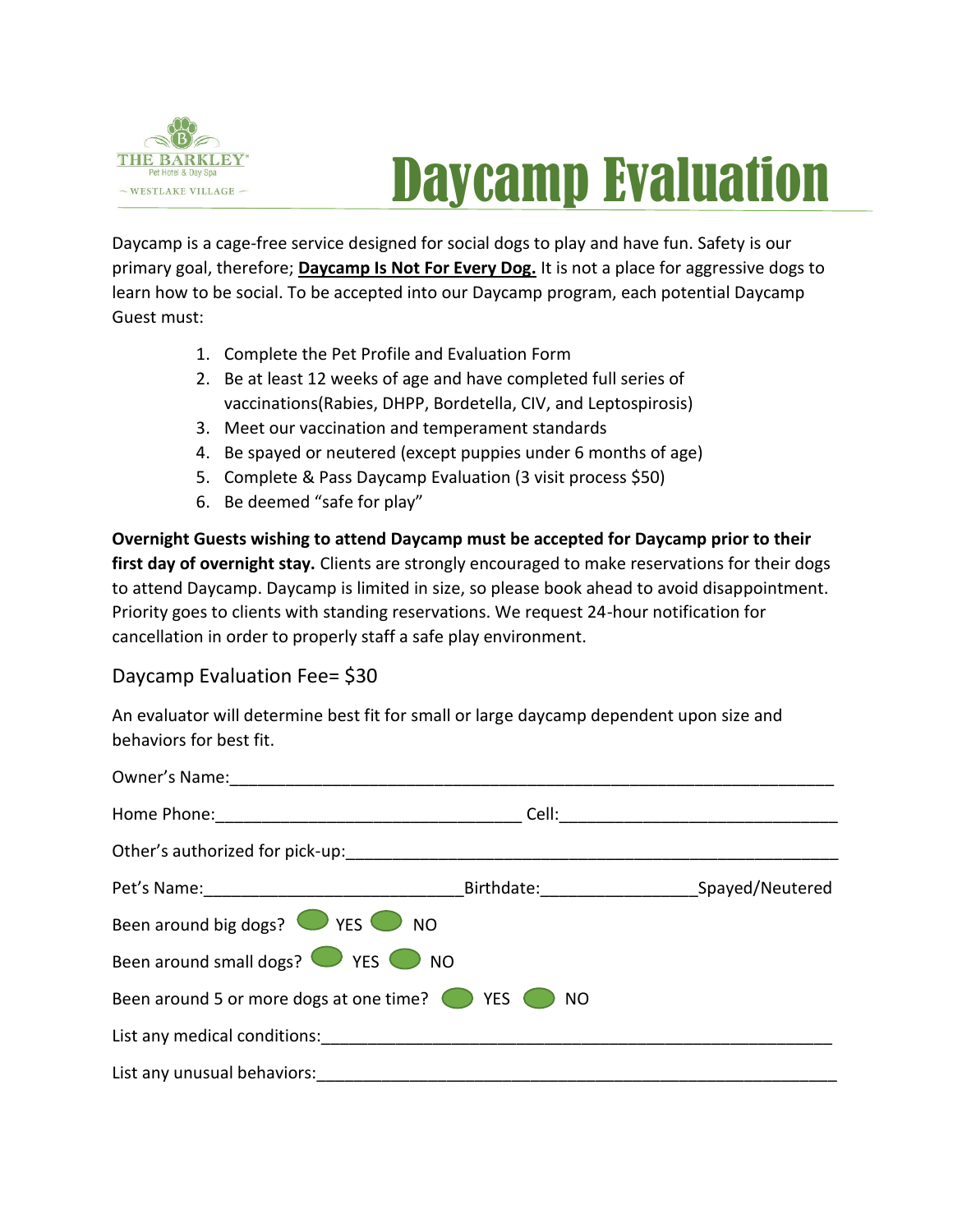THE BARKLEY
Pet Hotel & Day Spa
WESTLAKE VILLAGE

# Daycamp Evaluation

Daycamp is a cage-free service designed for social dogs to play and have fun. Safety is our primary goal, therefore; **Daycamp Is Not For Every Dog.** It is not a place for aggressive dogs to learn how to be social. To be accepted into our Daycamp program, each potential Daycamp Guest must:

1. Complete the Pet Profile and Evaluation Form
2. Be at least 12 weeks of age and have completed full series of vaccinations(Rabies, DHPP, Bordetella, CIV, and Leptospirosis)
3. Meet our vaccination and temperament standards
4. Be spayed or neutered (except puppies under 6 months of age)
5. Complete & Pass Daycamp Evaluation (3 visit process $50)
6. Be deemed "safe for play"

**Overnight Guests wishing to attend Daycamp must be accepted for Daycamp prior to their first day of overnight stay.** Clients are strongly encouraged to make reservations for their dogs to attend Daycamp. Daycamp is limited in size, so please book ahead to avoid disappointment. Priority goes to clients with standing reservations. We request 24-hour notification for cancellation in order to properly staff a safe play environment.

Daycamp Evaluation Fee= $30

An evaluator will determine best fit for small or large daycamp dependent upon size and behaviors for best fit.

Owner's Name:_______________________________________________________________

Home Phone:________________________________ Cell:___________________________

Other's authorized for pick-up:_______________________________________________

Pet's Name:___________________________Birthdate:_______________Spayed/Neutered

Been around big dogs? YES NO

Been around small dogs? YES NO

Been around 5 or more dogs at one time? YES NO

List any medical conditions:______________________________________________

List any unusual behaviors:_______________________________________________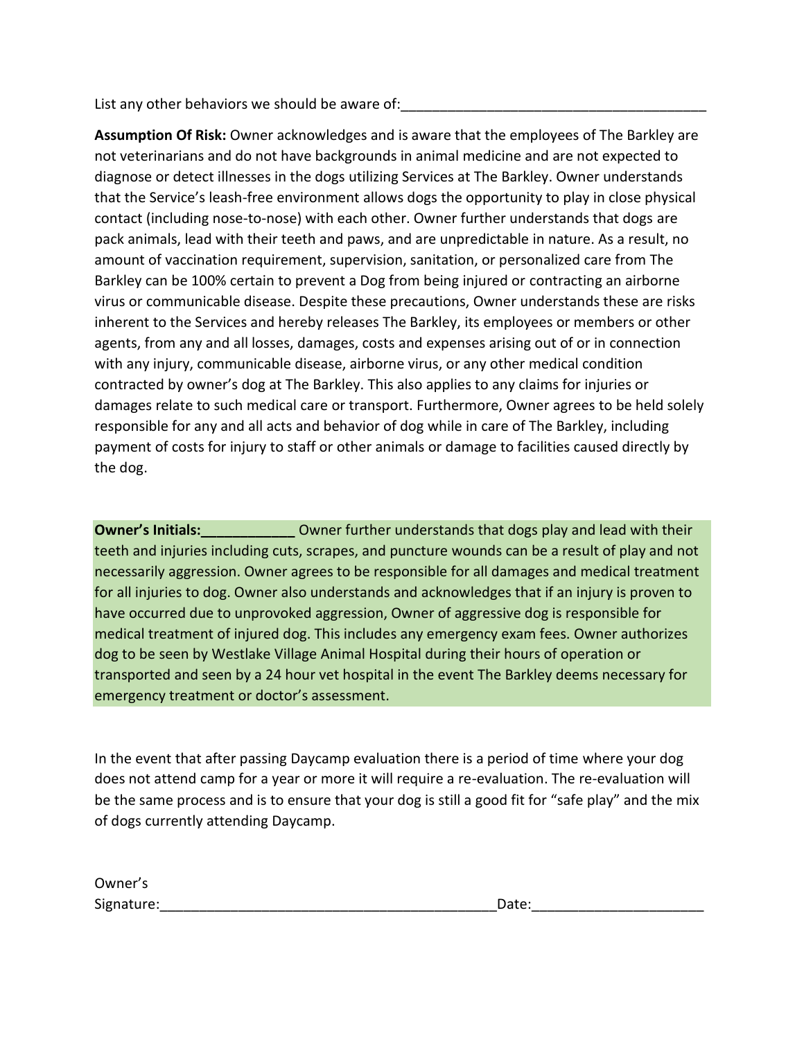List any other behaviors we should be aware of:_______________________________________

**Assumption Of Risk:** Owner acknowledges and is aware that the employees of The Barkley are not veterinarians and do not have backgrounds in animal medicine and are not expected to diagnose or detect illnesses in the dogs utilizing Services at The Barkley. Owner understands that the Service's leash-free environment allows dogs the opportunity to play in close physical contact (including nose-to-nose) with each other. Owner further understands that dogs are pack animals, lead with their teeth and paws, and are unpredictable in nature. As a result, no amount of vaccination requirement, supervision, sanitation, or personalized care from The Barkley can be 100% certain to prevent a Dog from being injured or contracting an airborne virus or communicable disease. Despite these precautions, Owner understands these are risks inherent to the Services and hereby releases The Barkley, its employees or members or other agents, from any and all losses, damages, costs and expenses arising out of or in connection with any injury, communicable disease, airborne virus, or any other medical condition contracted by owner's dog at The Barkley. This also applies to any claims for injuries or damages relate to such medical care or transport. Furthermore, Owner agrees to be held solely responsible for any and all acts and behavior of dog while in care of The Barkley, including payment of costs for injury to staff or other animals or damage to facilities caused directly by the dog.

**Owner's Initials:____________** Owner further understands that dogs play and lead with their teeth and injuries including cuts, scrapes, and puncture wounds can be a result of play and not necessarily aggression. Owner agrees to be responsible for all damages and medical treatment for all injuries to dog. Owner also understands and acknowledges that if an injury is proven to have occurred due to unprovoked aggression, Owner of aggressive dog is responsible for medical treatment of injured dog. This includes any emergency exam fees. Owner authorizes dog to be seen by Westlake Village Animal Hospital during their hours of operation or transported and seen by a 24 hour vet hospital in the event The Barkley deems necessary for emergency treatment or doctor's assessment.

In the event that after passing Daycamp evaluation there is a period of time where your dog does not attend camp for a year or more it will require a re-evaluation. The re-evaluation will be the same process and is to ensure that your dog is still a good fit for "safe play" and the mix of dogs currently attending Daycamp.

Owner's Signature:____________________________________________Date:______________________